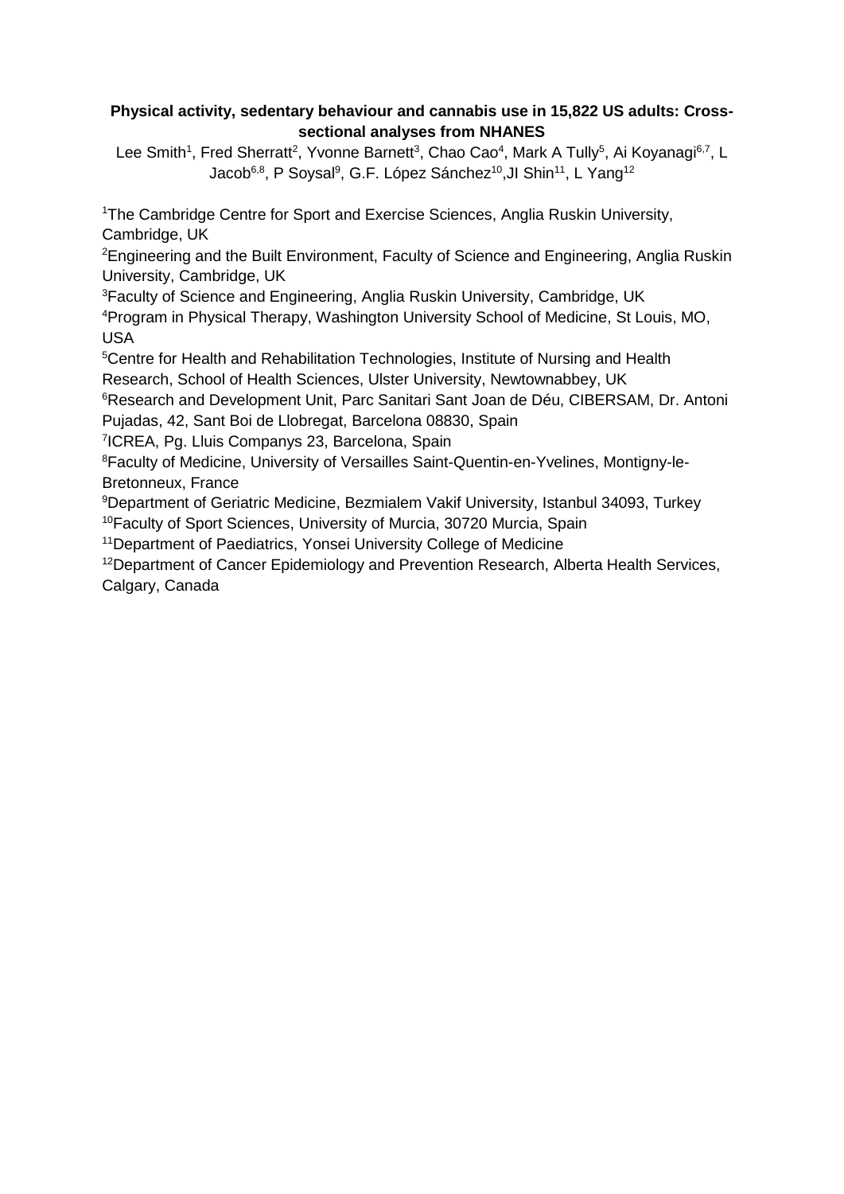**Physical activity, sedentary behaviour and cannabis use in 15,822 US adults: Cross-sectional analyses from NHANES**

Lee Smith[1], Fred Sherratt[2], Yvonne Barnett[3], Chao Cao[4], Mark A Tully[5], Ai Koyanagi[6,7], L Jacob[6,8], P Soysal[9], G.F. López Sánchez[10], JI Shin[11], L Yang[12]

[1]The Cambridge Centre for Sport and Exercise Sciences, Anglia Ruskin University, Cambridge, UK

[2]Engineering and the Built Environment, Faculty of Science and Engineering, Anglia Ruskin University, Cambridge, UK

[3]Faculty of Science and Engineering, Anglia Ruskin University, Cambridge, UK

[4]Program in Physical Therapy, Washington University School of Medicine, St Louis, MO, USA

[5]Centre for Health and Rehabilitation Technologies, Institute of Nursing and Health Research, School of Health Sciences, Ulster University, Newtownabbey, UK

[6]Research and Development Unit, Parc Sanitari Sant Joan de Déu, CIBERSAM, Dr. Antoni Pujadas, 42, Sant Boi de Llobregat, Barcelona 08830, Spain

[7]ICREA, Pg. Lluis Companys 23, Barcelona, Spain

[8]Faculty of Medicine, University of Versailles Saint-Quentin-en-Yvelines, Montigny-le-Bretonneux, France

[9]Department of Geriatric Medicine, Bezmialem Vakif University, Istanbul 34093, Turkey

[10]Faculty of Sport Sciences, University of Murcia, 30720 Murcia, Spain

[11]Department of Paediatrics, Yonsei University College of Medicine

[12]Department of Cancer Epidemiology and Prevention Research, Alberta Health Services, Calgary, Canada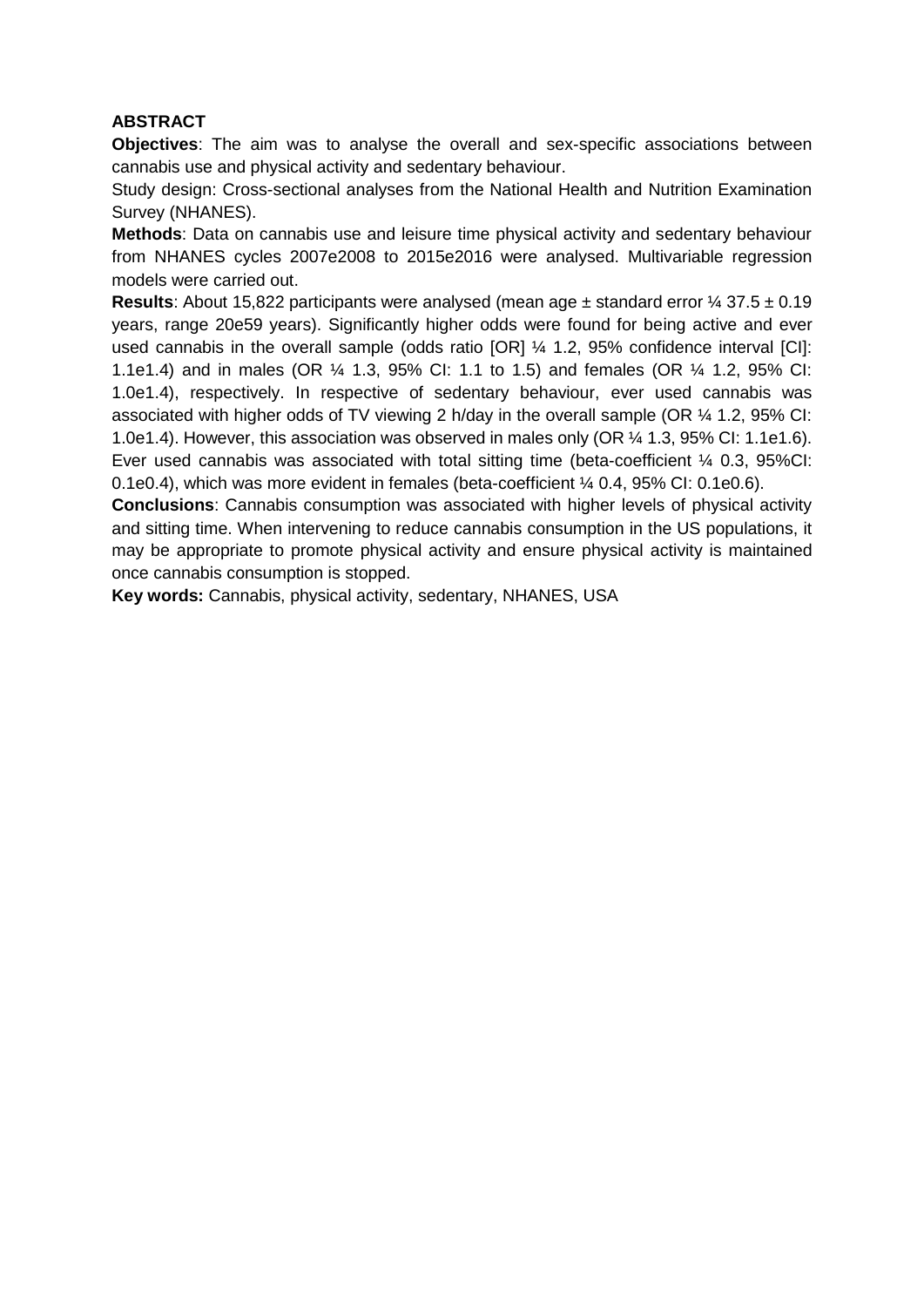**ABSTRACT**

**Objectives**: The aim was to analyse the overall and sex-specific associations between cannabis use and physical activity and sedentary behaviour.

Study design: Cross-sectional analyses from the National Health and Nutrition Examination Survey (NHANES).

**Methods**: Data on cannabis use and leisure time physical activity and sedentary behaviour from NHANES cycles 2007e2008 to 2015e2016 were analysed. Multivariable regression models were carried out.

**Results**: About 15,822 participants were analysed (mean age ± standard error ¼ 37.5 ± 0.19 years, range 20e59 years). Significantly higher odds were found for being active and ever used cannabis in the overall sample (odds ratio [OR] ¼ 1.2, 95% confidence interval [CI]: 1.1e1.4) and in males (OR ¼ 1.3, 95% CI: 1.1 to 1.5) and females (OR ¼ 1.2, 95% CI: 1.0e1.4), respectively. In respective of sedentary behaviour, ever used cannabis was associated with higher odds of TV viewing 2 h/day in the overall sample (OR ¼ 1.2, 95% CI: 1.0e1.4). However, this association was observed in males only (OR ¼ 1.3, 95% CI: 1.1e1.6). Ever used cannabis was associated with total sitting time (beta-coefficient ¼ 0.3, 95%CI: 0.1e0.4), which was more evident in females (beta-coefficient ¼ 0.4, 95% CI: 0.1e0.6).

**Conclusions**: Cannabis consumption was associated with higher levels of physical activity and sitting time. When intervening to reduce cannabis consumption in the US populations, it may be appropriate to promote physical activity and ensure physical activity is maintained once cannabis consumption is stopped.

**Key words:** Cannabis, physical activity, sedentary, NHANES, USA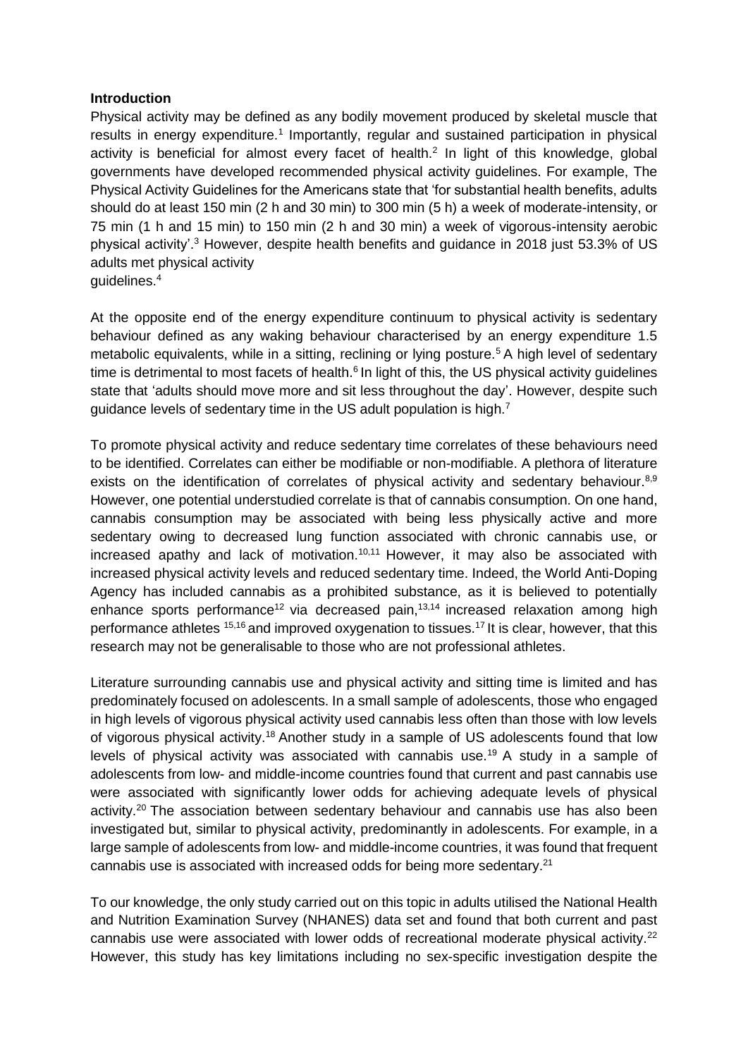**Introduction**

Physical activity may be defined as any bodily movement produced by skeletal muscle that results in energy expenditure.[1] Importantly, regular and sustained participation in physical activity is beneficial for almost every facet of health.[2] In light of this knowledge, global governments have developed recommended physical activity guidelines. For example, The Physical Activity Guidelines for the Americans state that 'for substantial health benefits, adults should do at least 150 min (2 h and 30 min) to 300 min (5 h) a week of moderate-intensity, or 75 min (1 h and 15 min) to 150 min (2 h and 30 min) a week of vigorous-intensity aerobic physical activity'.[3] However, despite health benefits and guidance in 2018 just 53.3% of US adults met physical activity guidelines.[4]

At the opposite end of the energy expenditure continuum to physical activity is sedentary behaviour defined as any waking behaviour characterised by an energy expenditure 1.5 metabolic equivalents, while in a sitting, reclining or lying posture.[5] A high level of sedentary time is detrimental to most facets of health.[6] In light of this, the US physical activity guidelines state that 'adults should move more and sit less throughout the day'. However, despite such guidance levels of sedentary time in the US adult population is high.[7]

To promote physical activity and reduce sedentary time correlates of these behaviours need to be identified. Correlates can either be modifiable or non-modifiable. A plethora of literature exists on the identification of correlates of physical activity and sedentary behaviour.[8,9] However, one potential understudied correlate is that of cannabis consumption. On one hand, cannabis consumption may be associated with being less physically active and more sedentary owing to decreased lung function associated with chronic cannabis use, or increased apathy and lack of motivation.[10,11] However, it may also be associated with increased physical activity levels and reduced sedentary time. Indeed, the World Anti-Doping Agency has included cannabis as a prohibited substance, as it is believed to potentially enhance sports performance[12] via decreased pain,[13,14] increased relaxation among high performance athletes [15,16] and improved oxygenation to tissues.[17] It is clear, however, that this research may not be generalisable to those who are not professional athletes.

Literature surrounding cannabis use and physical activity and sitting time is limited and has predominately focused on adolescents. In a small sample of adolescents, those who engaged in high levels of vigorous physical activity used cannabis less often than those with low levels of vigorous physical activity.[18] Another study in a sample of US adolescents found that low levels of physical activity was associated with cannabis use.[19] A study in a sample of adolescents from low- and middle-income countries found that current and past cannabis use were associated with significantly lower odds for achieving adequate levels of physical activity.[20] The association between sedentary behaviour and cannabis use has also been investigated but, similar to physical activity, predominantly in adolescents. For example, in a large sample of adolescents from low- and middle-income countries, it was found that frequent cannabis use is associated with increased odds for being more sedentary.[21]

To our knowledge, the only study carried out on this topic in adults utilised the National Health and Nutrition Examination Survey (NHANES) data set and found that both current and past cannabis use were associated with lower odds of recreational moderate physical activity.[22] However, this study has key limitations including no sex-specific investigation despite the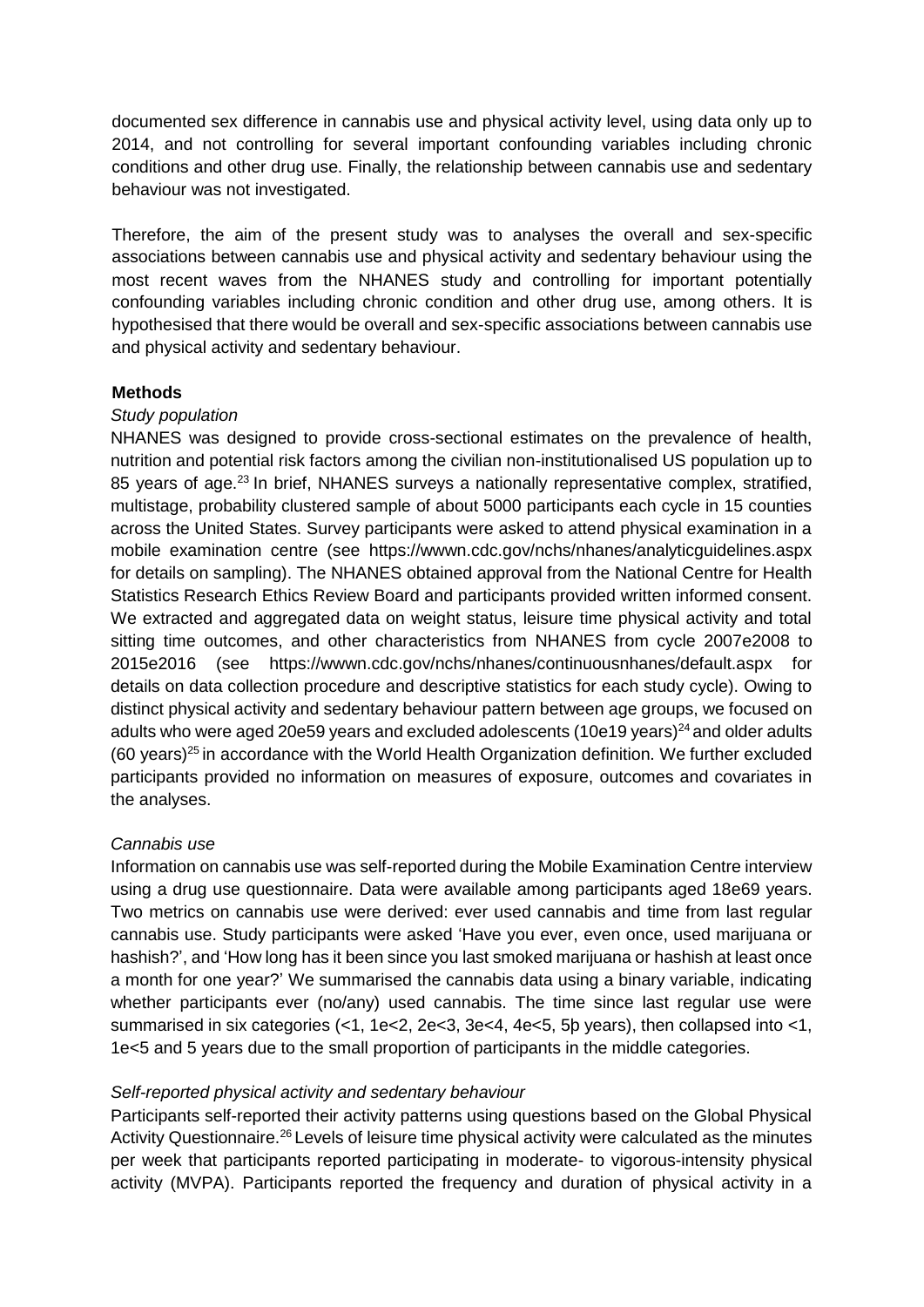documented sex difference in cannabis use and physical activity level, using data only up to 2014, and not controlling for several important confounding variables including chronic conditions and other drug use. Finally, the relationship between cannabis use and sedentary behaviour was not investigated.

Therefore, the aim of the present study was to analyses the overall and sex-specific associations between cannabis use and physical activity and sedentary behaviour using the most recent waves from the NHANES study and controlling for important potentially confounding variables including chronic condition and other drug use, among others. It is hypothesised that there would be overall and sex-specific associations between cannabis use and physical activity and sedentary behaviour.

## Methods

### *Study population*

NHANES was designed to provide cross-sectional estimates on the prevalence of health, nutrition and potential risk factors among the civilian non-institutionalised US population up to 85 years of age.[23] In brief, NHANES surveys a nationally representative complex, stratified, multistage, probability clustered sample of about 5000 participants each cycle in 15 counties across the United States. Survey participants were asked to attend physical examination in a mobile examination centre (see https://wwwn.cdc.gov/nchs/nhanes/analyticguidelines.aspx for details on sampling). The NHANES obtained approval from the National Centre for Health Statistics Research Ethics Review Board and participants provided written informed consent. We extracted and aggregated data on weight status, leisure time physical activity and total sitting time outcomes, and other characteristics from NHANES from cycle 2007e2008 to 2015e2016 (see https://wwwn.cdc.gov/nchs/nhanes/continuousnhanes/default.aspx for details on data collection procedure and descriptive statistics for each study cycle). Owing to distinct physical activity and sedentary behaviour pattern between age groups, we focused on adults who were aged 20e59 years and excluded adolescents (10e19 years)[24] and older adults (60 years)[25] in accordance with the World Health Organization definition. We further excluded participants provided no information on measures of exposure, outcomes and covariates in the analyses.

### *Cannabis use*

Information on cannabis use was self-reported during the Mobile Examination Centre interview using a drug use questionnaire. Data were available among participants aged 18e69 years. Two metrics on cannabis use were derived: ever used cannabis and time from last regular cannabis use. Study participants were asked 'Have you ever, even once, used marijuana or hashish?', and 'How long has it been since you last smoked marijuana or hashish at least once a month for one year?' We summarised the cannabis data using a binary variable, indicating whether participants ever (no/any) used cannabis. The time since last regular use were summarised in six categories (<1, 1e<2, 2e<3, 3e<4, 4e<5, 5þ years), then collapsed into <1, 1e<5 and 5 years due to the small proportion of participants in the middle categories.

### *Self-reported physical activity and sedentary behaviour*

Participants self-reported their activity patterns using questions based on the Global Physical Activity Questionnaire.[26] Levels of leisure time physical activity were calculated as the minutes per week that participants reported participating in moderate- to vigorous-intensity physical activity (MVPA). Participants reported the frequency and duration of physical activity in a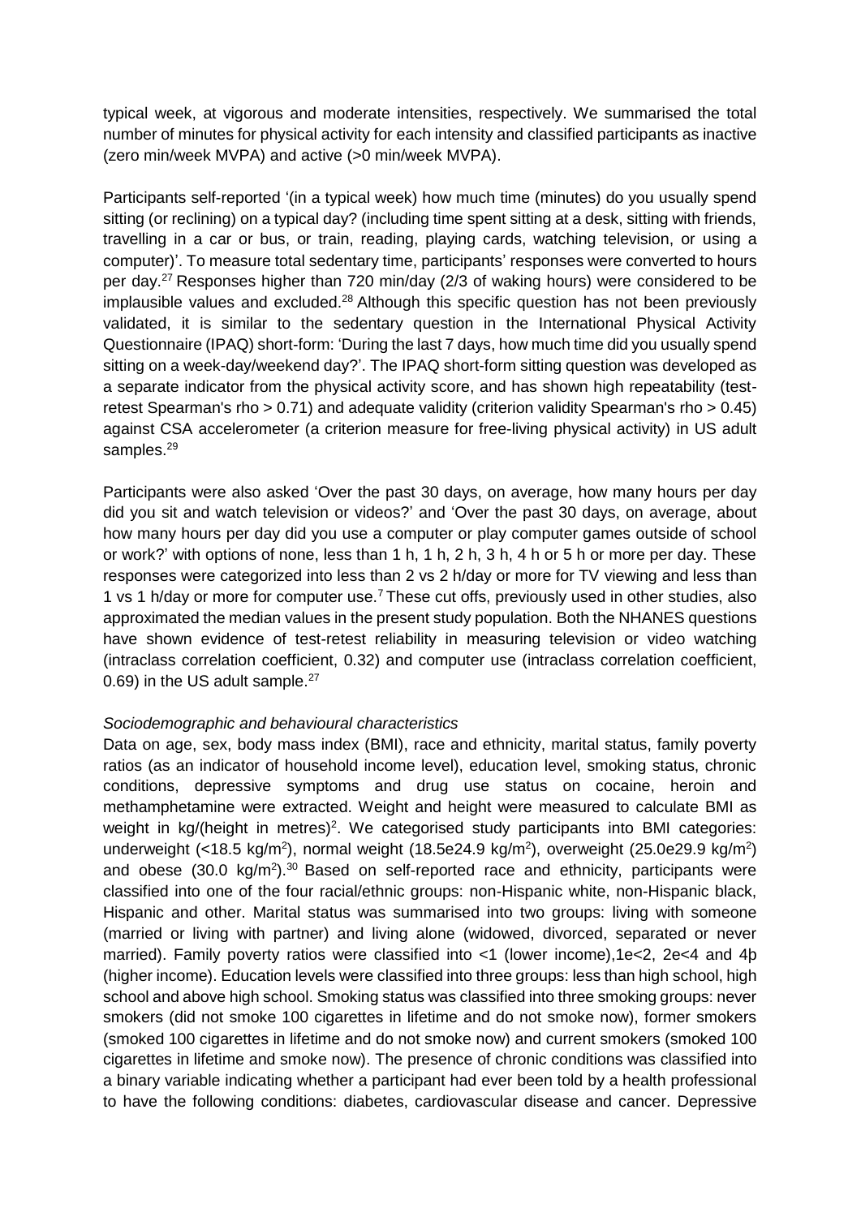typical week, at vigorous and moderate intensities, respectively. We summarised the total number of minutes for physical activity for each intensity and classified participants as inactive (zero min/week MVPA) and active (>0 min/week MVPA).

Participants self-reported '(in a typical week) how much time (minutes) do you usually spend sitting (or reclining) on a typical day? (including time spent sitting at a desk, sitting with friends, travelling in a car or bus, or train, reading, playing cards, watching television, or using a computer)'. To measure total sedentary time, participants' responses were converted to hours per day.[27] Responses higher than 720 min/day (2/3 of waking hours) were considered to be implausible values and excluded.[28] Although this specific question has not been previously validated, it is similar to the sedentary question in the International Physical Activity Questionnaire (IPAQ) short-form: 'During the last 7 days, how much time did you usually spend sitting on a week-day/weekend day?'. The IPAQ short-form sitting question was developed as a separate indicator from the physical activity score, and has shown high repeatability (test-retest Spearman's rho > 0.71) and adequate validity (criterion validity Spearman's rho > 0.45) against CSA accelerometer (a criterion measure for free-living physical activity) in US adult samples.[29]

Participants were also asked 'Over the past 30 days, on average, how many hours per day did you sit and watch television or videos?' and 'Over the past 30 days, on average, about how many hours per day did you use a computer or play computer games outside of school or work?' with options of none, less than 1 h, 1 h, 2 h, 3 h, 4 h or 5 h or more per day. These responses were categorized into less than 2 vs 2 h/day or more for TV viewing and less than 1 vs 1 h/day or more for computer use.[7] These cut offs, previously used in other studies, also approximated the median values in the present study population. Both the NHANES questions have shown evidence of test-retest reliability in measuring television or video watching (intraclass correlation coefficient, 0.32) and computer use (intraclass correlation coefficient, 0.69) in the US adult sample.[27]

*Sociodemographic and behavioural characteristics*

Data on age, sex, body mass index (BMI), race and ethnicity, marital status, family poverty ratios (as an indicator of household income level), education level, smoking status, chronic conditions, depressive symptoms and drug use status on cocaine, heroin and methamphetamine were extracted. Weight and height were measured to calculate BMI as weight in kg/(height in metres)$^2$. We categorised study participants into BMI categories: underweight (<18.5 kg/m$^2$), normal weight (18.5e24.9 kg/m$^2$), overweight (25.0e29.9 kg/m$^2$) and obese (30.0 kg/m$^2$).[30] Based on self-reported race and ethnicity, participants were classified into one of the four racial/ethnic groups: non-Hispanic white, non-Hispanic black, Hispanic and other. Marital status was summarised into two groups: living with someone (married or living with partner) and living alone (widowed, divorced, separated or never married). Family poverty ratios were classified into <1 (lower income),1e<2, 2e<4 and 4þ (higher income). Education levels were classified into three groups: less than high school, high school and above high school. Smoking status was classified into three smoking groups: never smokers (did not smoke 100 cigarettes in lifetime and do not smoke now), former smokers (smoked 100 cigarettes in lifetime and do not smoke now) and current smokers (smoked 100 cigarettes in lifetime and smoke now). The presence of chronic conditions was classified into a binary variable indicating whether a participant had ever been told by a health professional to have the following conditions: diabetes, cardiovascular disease and cancer. Depressive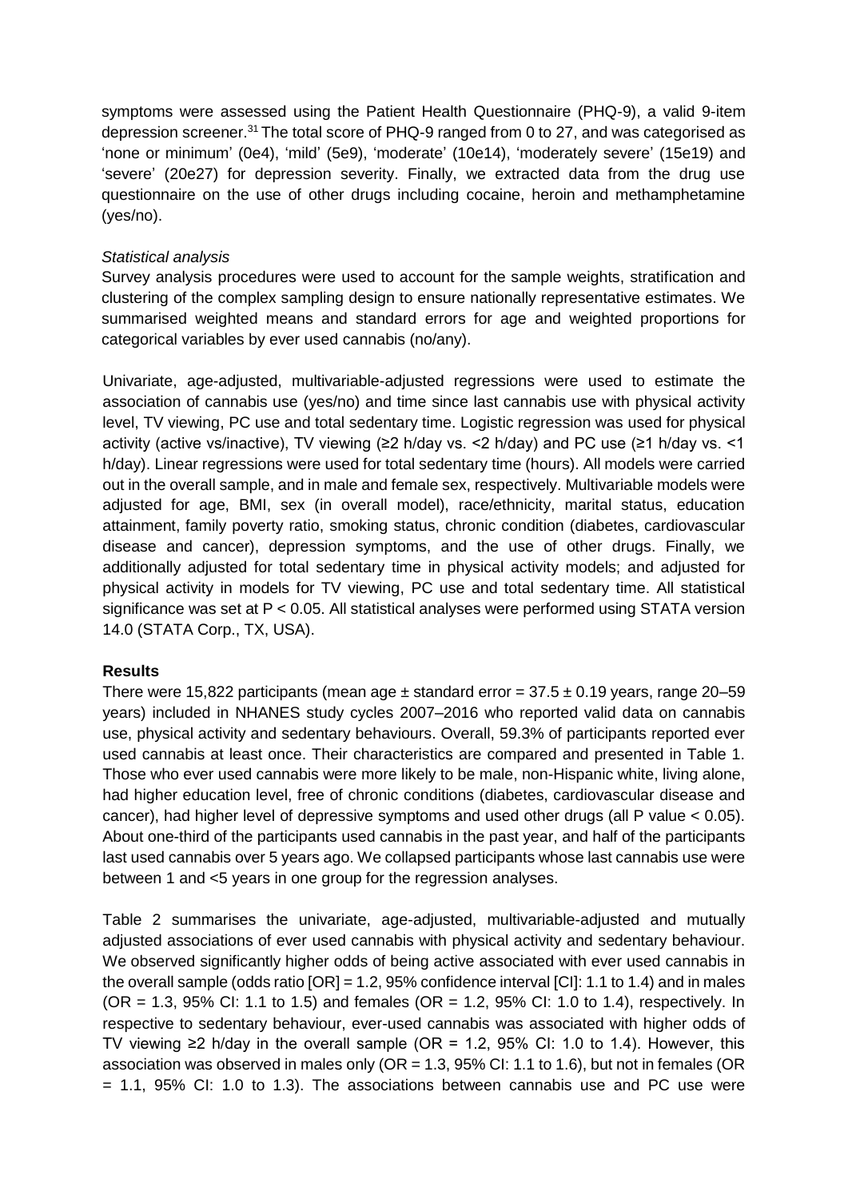symptoms were assessed using the Patient Health Questionnaire (PHQ-9), a valid 9-item depression screener.[31] The total score of PHQ-9 ranged from 0 to 27, and was categorised as 'none or minimum' (0e4), 'mild' (5e9), 'moderate' (10e14), 'moderately severe' (15e19) and 'severe' (20e27) for depression severity. Finally, we extracted data from the drug use questionnaire on the use of other drugs including cocaine, heroin and methamphetamine (yes/no).

*Statistical analysis*

Survey analysis procedures were used to account for the sample weights, stratification and clustering of the complex sampling design to ensure nationally representative estimates. We summarised weighted means and standard errors for age and weighted proportions for categorical variables by ever used cannabis (no/any).

Univariate, age-adjusted, multivariable-adjusted regressions were used to estimate the association of cannabis use (yes/no) and time since last cannabis use with physical activity level, TV viewing, PC use and total sedentary time. Logistic regression was used for physical activity (active vs/inactive), TV viewing (≥2 h/day vs. <2 h/day) and PC use (≥1 h/day vs. <1 h/day). Linear regressions were used for total sedentary time (hours). All models were carried out in the overall sample, and in male and female sex, respectively. Multivariable models were adjusted for age, BMI, sex (in overall model), race/ethnicity, marital status, education attainment, family poverty ratio, smoking status, chronic condition (diabetes, cardiovascular disease and cancer), depression symptoms, and the use of other drugs. Finally, we additionally adjusted for total sedentary time in physical activity models; and adjusted for physical activity in models for TV viewing, PC use and total sedentary time. All statistical significance was set at $P < 0.05$. All statistical analyses were performed using STATA version 14.0 (STATA Corp., TX, USA).

**Results**

There were 15,822 participants (mean age ± standard error = 37.5 ± 0.19 years, range 20–59 years) included in NHANES study cycles 2007–2016 who reported valid data on cannabis use, physical activity and sedentary behaviours. Overall, 59.3% of participants reported ever used cannabis at least once. Their characteristics are compared and presented in Table 1. Those who ever used cannabis were more likely to be male, non-Hispanic white, living alone, had higher education level, free of chronic conditions (diabetes, cardiovascular disease and cancer), had higher level of depressive symptoms and used other drugs (all P value < 0.05). About one-third of the participants used cannabis in the past year, and half of the participants last used cannabis over 5 years ago. We collapsed participants whose last cannabis use were between 1 and <5 years in one group for the regression analyses.

Table 2 summarises the univariate, age-adjusted, multivariable-adjusted and mutually adjusted associations of ever used cannabis with physical activity and sedentary behaviour. We observed significantly higher odds of being active associated with ever used cannabis in the overall sample (odds ratio [OR] = 1.2, 95% confidence interval [CI]: 1.1 to 1.4) and in males (OR = 1.3, 95% CI: 1.1 to 1.5) and females (OR = 1.2, 95% CI: 1.0 to 1.4), respectively. In respective to sedentary behaviour, ever-used cannabis was associated with higher odds of TV viewing ≥2 h/day in the overall sample (OR = 1.2, 95% CI: 1.0 to 1.4). However, this association was observed in males only (OR = 1.3, 95% CI: 1.1 to 1.6), but not in females (OR = 1.1, 95% CI: 1.0 to 1.3). The associations between cannabis use and PC use were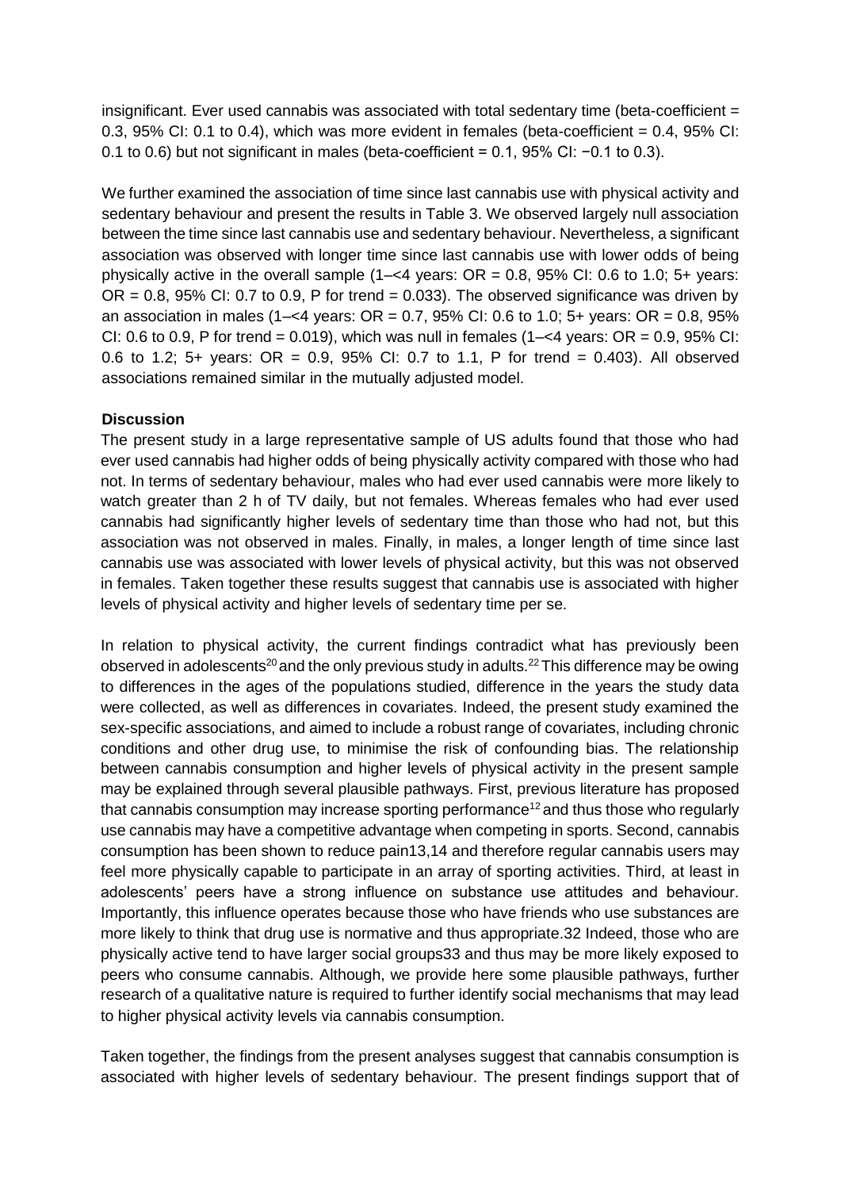insignificant. Ever used cannabis was associated with total sedentary time (beta-coefficient = 0.3, 95% CI: 0.1 to 0.4), which was more evident in females (beta-coefficient = 0.4, 95% CI: 0.1 to 0.6) but not significant in males (beta-coefficient = 0.1, 95% CI: −0.1 to 0.3).

We further examined the association of time since last cannabis use with physical activity and sedentary behaviour and present the results in Table 3. We observed largely null association between the time since last cannabis use and sedentary behaviour. Nevertheless, a significant association was observed with longer time since last cannabis use with lower odds of being physically active in the overall sample (1–<4 years: OR = 0.8, 95% CI: 0.6 to 1.0; 5+ years: OR = 0.8, 95% CI: 0.7 to 0.9, P for trend = 0.033). The observed significance was driven by an association in males (1–<4 years: OR = 0.7, 95% CI: 0.6 to 1.0; 5+ years: OR = 0.8, 95% CI: 0.6 to 0.9, P for trend = 0.019), which was null in females (1–<4 years: OR = 0.9, 95% CI: 0.6 to 1.2; 5+ years: OR = 0.9, 95% CI: 0.7 to 1.1, P for trend = 0.403). All observed associations remained similar in the mutually adjusted model.

## Discussion

The present study in a large representative sample of US adults found that those who had ever used cannabis had higher odds of being physically activity compared with those who had not. In terms of sedentary behaviour, males who had ever used cannabis were more likely to watch greater than 2 h of TV daily, but not females. Whereas females who had ever used cannabis had significantly higher levels of sedentary time than those who had not, but this association was not observed in males. Finally, in males, a longer length of time since last cannabis use was associated with lower levels of physical activity, but this was not observed in females. Taken together these results suggest that cannabis use is associated with higher levels of physical activity and higher levels of sedentary time per se.

In relation to physical activity, the current findings contradict what has previously been observed in adolescents[20] and the only previous study in adults.[22] This difference may be owing to differences in the ages of the populations studied, difference in the years the study data were collected, as well as differences in covariates. Indeed, the present study examined the sex-specific associations, and aimed to include a robust range of covariates, including chronic conditions and other drug use, to minimise the risk of confounding bias. The relationship between cannabis consumption and higher levels of physical activity in the present sample may be explained through several plausible pathways. First, previous literature has proposed that cannabis consumption may increase sporting performance[12] and thus those who regularly use cannabis may have a competitive advantage when competing in sports. Second, cannabis consumption has been shown to reduce pain13,14 and therefore regular cannabis users may feel more physically capable to participate in an array of sporting activities. Third, at least in adolescents' peers have a strong influence on substance use attitudes and behaviour. Importantly, this influence operates because those who have friends who use substances are more likely to think that drug use is normative and thus appropriate.32 Indeed, those who are physically active tend to have larger social groups33 and thus may be more likely exposed to peers who consume cannabis. Although, we provide here some plausible pathways, further research of a qualitative nature is required to further identify social mechanisms that may lead to higher physical activity levels via cannabis consumption.

Taken together, the findings from the present analyses suggest that cannabis consumption is associated with higher levels of sedentary behaviour. The present findings support that of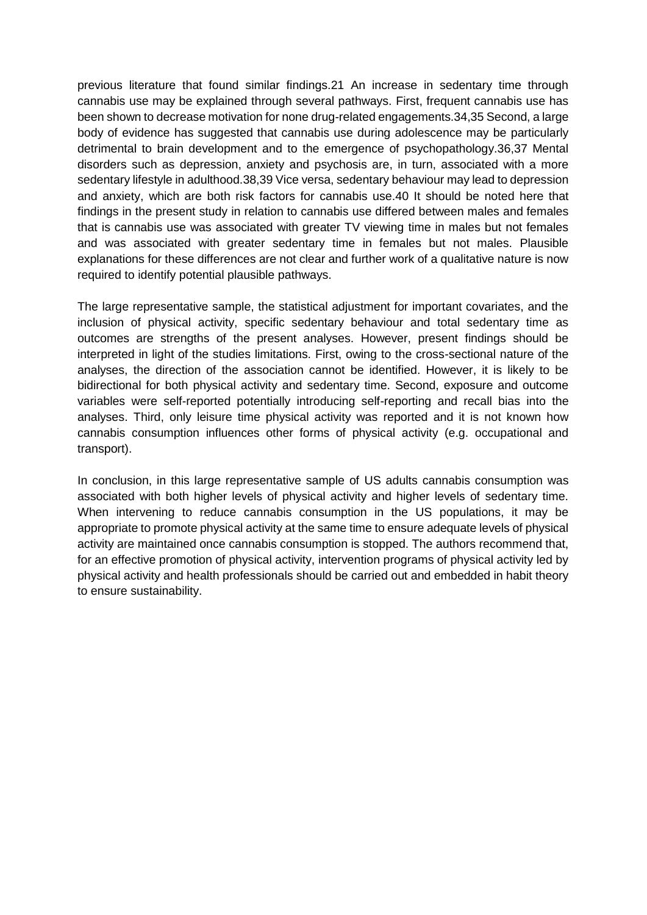previous literature that found similar findings.[21] An increase in sedentary time through cannabis use may be explained through several pathways. First, frequent cannabis use has been shown to decrease motivation for none drug-related engagements.[34,35] Second, a large body of evidence has suggested that cannabis use during adolescence may be particularly detrimental to brain development and to the emergence of psychopathology.[36,37] Mental disorders such as depression, anxiety and psychosis are, in turn, associated with a more sedentary lifestyle in adulthood.[38,39] Vice versa, sedentary behaviour may lead to depression and anxiety, which are both risk factors for cannabis use.[40] It should be noted here that findings in the present study in relation to cannabis use differed between males and females that is cannabis use was associated with greater TV viewing time in males but not females and was associated with greater sedentary time in females but not males. Plausible explanations for these differences are not clear and further work of a qualitative nature is now required to identify potential plausible pathways.

The large representative sample, the statistical adjustment for important covariates, and the inclusion of physical activity, specific sedentary behaviour and total sedentary time as outcomes are strengths of the present analyses. However, present findings should be interpreted in light of the studies limitations. First, owing to the cross-sectional nature of the analyses, the direction of the association cannot be identified. However, it is likely to be bidirectional for both physical activity and sedentary time. Second, exposure and outcome variables were self-reported potentially introducing self-reporting and recall bias into the analyses. Third, only leisure time physical activity was reported and it is not known how cannabis consumption influences other forms of physical activity (e.g. occupational and transport).

In conclusion, in this large representative sample of US adults cannabis consumption was associated with both higher levels of physical activity and higher levels of sedentary time. When intervening to reduce cannabis consumption in the US populations, it may be appropriate to promote physical activity at the same time to ensure adequate levels of physical activity are maintained once cannabis consumption is stopped. The authors recommend that, for an effective promotion of physical activity, intervention programs of physical activity led by physical activity and health professionals should be carried out and embedded in habit theory to ensure sustainability.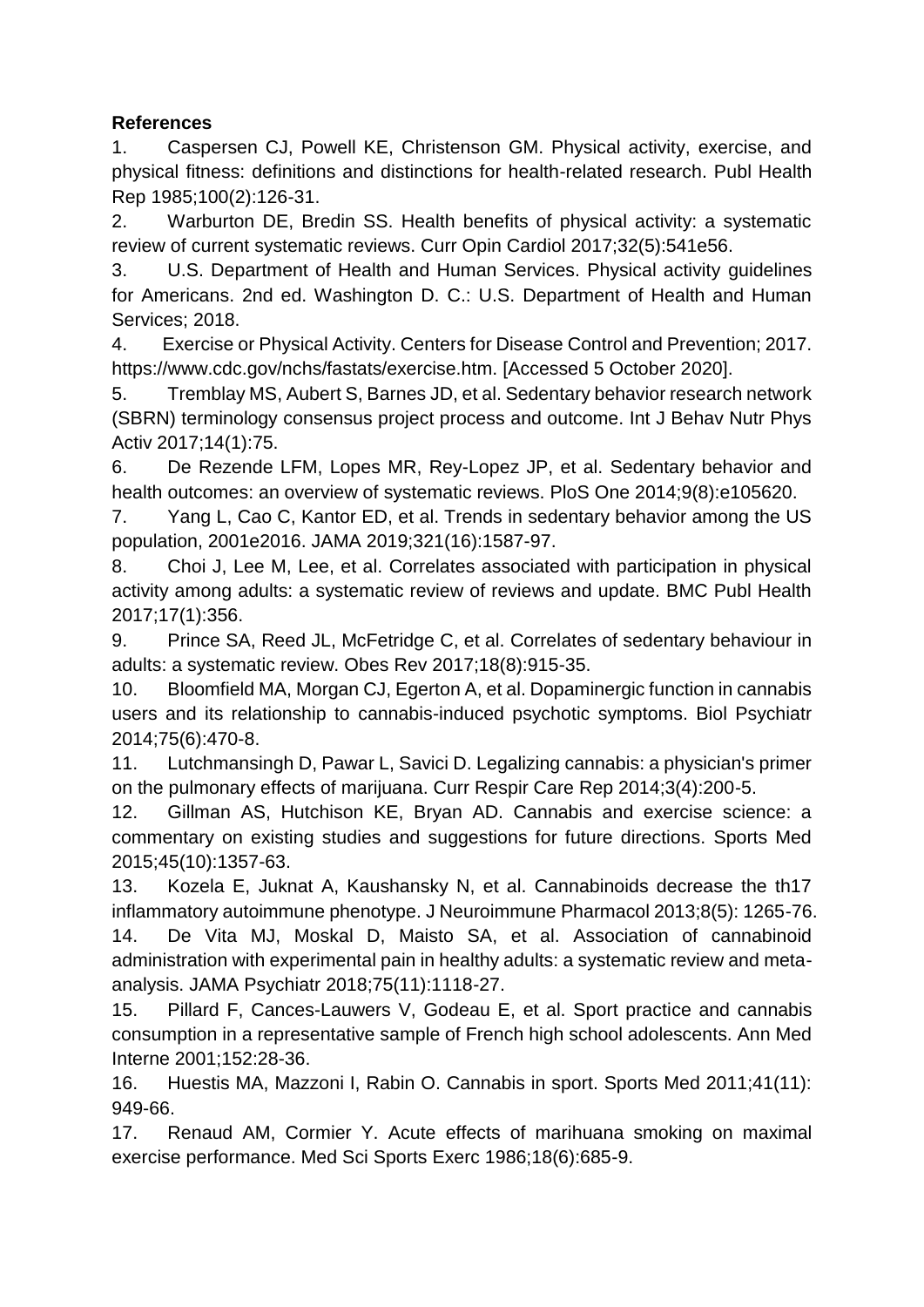**References**

1. Caspersen CJ, Powell KE, Christenson GM. Physical activity, exercise, and physical fitness: definitions and distinctions for health-related research. Publ Health Rep 1985;100(2):126-31.
2. Warburton DE, Bredin SS. Health benefits of physical activity: a systematic review of current systematic reviews. Curr Opin Cardiol 2017;32(5):541e56.
3. U.S. Department of Health and Human Services. Physical activity guidelines for Americans. 2nd ed. Washington D. C.: U.S. Department of Health and Human Services; 2018.
4. Exercise or Physical Activity. Centers for Disease Control and Prevention; 2017. https://www.cdc.gov/nchs/fastats/exercise.htm. [Accessed 5 October 2020].
5. Tremblay MS, Aubert S, Barnes JD, et al. Sedentary behavior research network (SBRN) terminology consensus project process and outcome. Int J Behav Nutr Phys Activ 2017;14(1):75.
6. De Rezende LFM, Lopes MR, Rey-Lopez JP, et al. Sedentary behavior and health outcomes: an overview of systematic reviews. PloS One 2014;9(8):e105620.
7. Yang L, Cao C, Kantor ED, et al. Trends in sedentary behavior among the US population, 2001e2016. JAMA 2019;321(16):1587-97.
8. Choi J, Lee M, Lee, et al. Correlates associated with participation in physical activity among adults: a systematic review of reviews and update. BMC Publ Health 2017;17(1):356.
9. Prince SA, Reed JL, McFetridge C, et al. Correlates of sedentary behaviour in adults: a systematic review. Obes Rev 2017;18(8):915-35.
10. Bloomfield MA, Morgan CJ, Egerton A, et al. Dopaminergic function in cannabis users and its relationship to cannabis-induced psychotic symptoms. Biol Psychiatr 2014;75(6):470-8.
11. Lutchmansingh D, Pawar L, Savici D. Legalizing cannabis: a physician's primer on the pulmonary effects of marijuana. Curr Respir Care Rep 2014;3(4):200-5.
12. Gillman AS, Hutchison KE, Bryan AD. Cannabis and exercise science: a commentary on existing studies and suggestions for future directions. Sports Med 2015;45(10):1357-63.
13. Kozela E, Juknat A, Kaushansky N, et al. Cannabinoids decrease the th17 inflammatory autoimmune phenotype. J Neuroimmune Pharmacol 2013;8(5): 1265-76.
14. De Vita MJ, Moskal D, Maisto SA, et al. Association of cannabinoid administration with experimental pain in healthy adults: a systematic review and meta-analysis. JAMA Psychiatr 2018;75(11):1118-27.
15. Pillard F, Cances-Lauwers V, Godeau E, et al. Sport practice and cannabis consumption in a representative sample of French high school adolescents. Ann Med Interne 2001;152:28-36.
16. Huestis MA, Mazzoni I, Rabin O. Cannabis in sport. Sports Med 2011;41(11): 949-66.
17. Renaud AM, Cormier Y. Acute effects of marihuana smoking on maximal exercise performance. Med Sci Sports Exerc 1986;18(6):685-9.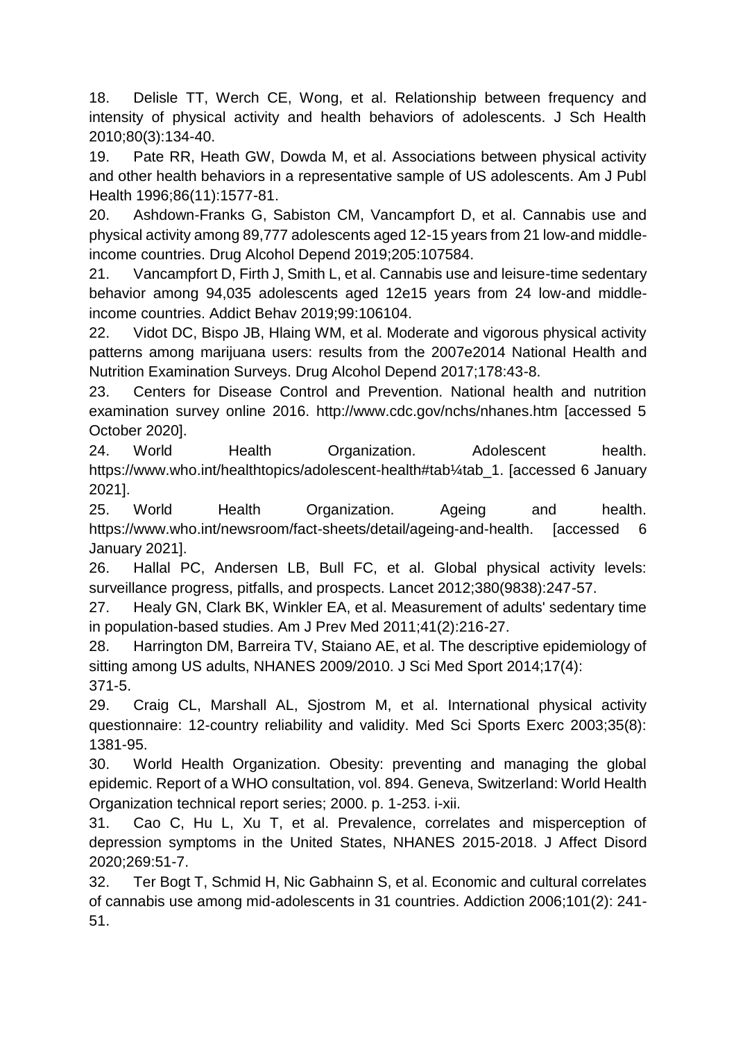18. Delisle TT, Werch CE, Wong, et al. Relationship between frequency and intensity of physical activity and health behaviors of adolescents. J Sch Health 2010;80(3):134-40.

19. Pate RR, Heath GW, Dowda M, et al. Associations between physical activity and other health behaviors in a representative sample of US adolescents. Am J Publ Health 1996;86(11):1577-81.

20. Ashdown-Franks G, Sabiston CM, Vancampfort D, et al. Cannabis use and physical activity among 89,777 adolescents aged 12-15 years from 21 low-and middle-income countries. Drug Alcohol Depend 2019;205:107584.

21. Vancampfort D, Firth J, Smith L, et al. Cannabis use and leisure-time sedentary behavior among 94,035 adolescents aged 12e15 years from 24 low-and middle-income countries. Addict Behav 2019;99:106104.

22. Vidot DC, Bispo JB, Hlaing WM, et al. Moderate and vigorous physical activity patterns among marijuana users: results from the 2007e2014 National Health and Nutrition Examination Surveys. Drug Alcohol Depend 2017;178:43-8.

23. Centers for Disease Control and Prevention. National health and nutrition examination survey online 2016. http://www.cdc.gov/nchs/nhanes.htm [accessed 5 October 2020].

24. World Health Organization. Adolescent health. https://www.who.int/healthtopics/adolescent-health#tab¼tab_1. [accessed 6 January 2021].

25. World Health Organization. Ageing and health. https://www.who.int/newsroom/fact-sheets/detail/ageing-and-health. [accessed 6 January 2021].

26. Hallal PC, Andersen LB, Bull FC, et al. Global physical activity levels: surveillance progress, pitfalls, and prospects. Lancet 2012;380(9838):247-57.

27. Healy GN, Clark BK, Winkler EA, et al. Measurement of adults' sedentary time in population-based studies. Am J Prev Med 2011;41(2):216-27.

28. Harrington DM, Barreira TV, Staiano AE, et al. The descriptive epidemiology of sitting among US adults, NHANES 2009/2010. J Sci Med Sport 2014;17(4): 371-5.

29. Craig CL, Marshall AL, Sjostrom M, et al. International physical activity questionnaire: 12-country reliability and validity. Med Sci Sports Exerc 2003;35(8): 1381-95.

30. World Health Organization. Obesity: preventing and managing the global epidemic. Report of a WHO consultation, vol. 894. Geneva, Switzerland: World Health Organization technical report series; 2000. p. 1-253. i-xii.

31. Cao C, Hu L, Xu T, et al. Prevalence, correlates and misperception of depression symptoms in the United States, NHANES 2015-2018. J Affect Disord 2020;269:51-7.

32. Ter Bogt T, Schmid H, Nic Gabhainn S, et al. Economic and cultural correlates of cannabis use among mid-adolescents in 31 countries. Addiction 2006;101(2): 241-51.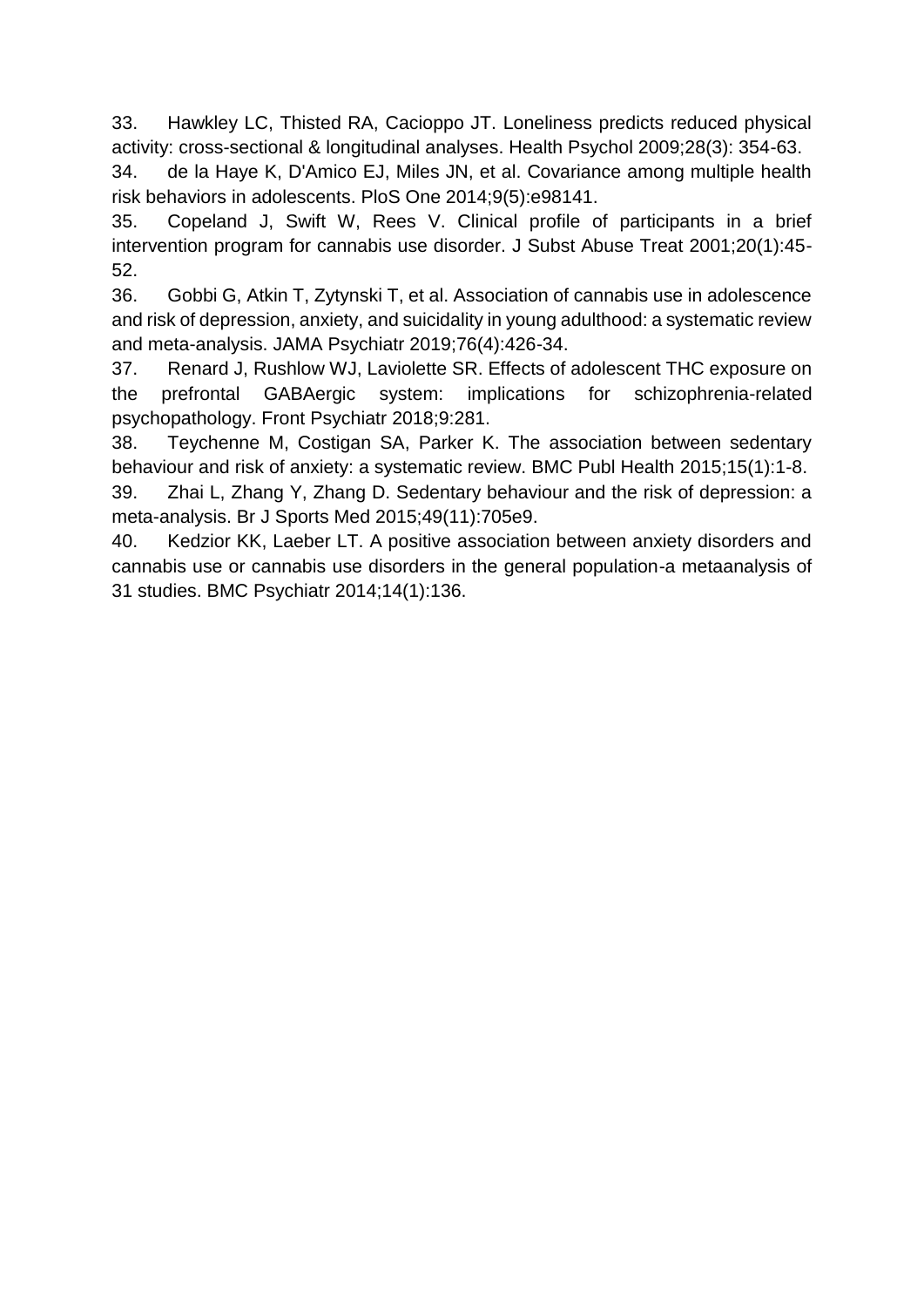33. Hawkley LC, Thisted RA, Cacioppo JT. Loneliness predicts reduced physical activity: cross-sectional & longitudinal analyses. Health Psychol 2009;28(3): 354-63.

34. de la Haye K, D'Amico EJ, Miles JN, et al. Covariance among multiple health risk behaviors in adolescents. PloS One 2014;9(5):e98141.

35. Copeland J, Swift W, Rees V. Clinical profile of participants in a brief intervention program for cannabis use disorder. J Subst Abuse Treat 2001;20(1):45-52.

36. Gobbi G, Atkin T, Zytynski T, et al. Association of cannabis use in adolescence and risk of depression, anxiety, and suicidality in young adulthood: a systematic review and meta-analysis. JAMA Psychiatr 2019;76(4):426-34.

37. Renard J, Rushlow WJ, Laviolette SR. Effects of adolescent THC exposure on the prefrontal GABAergic system: implications for schizophrenia-related psychopathology. Front Psychiatr 2018;9:281.

38. Teychenne M, Costigan SA, Parker K. The association between sedentary behaviour and risk of anxiety: a systematic review. BMC Publ Health 2015;15(1):1-8.

39. Zhai L, Zhang Y, Zhang D. Sedentary behaviour and the risk of depression: a meta-analysis. Br J Sports Med 2015;49(11):705e9.

40. Kedzior KK, Laeber LT. A positive association between anxiety disorders and cannabis use or cannabis use disorders in the general population-a metaanalysis of 31 studies. BMC Psychiatr 2014;14(1):136.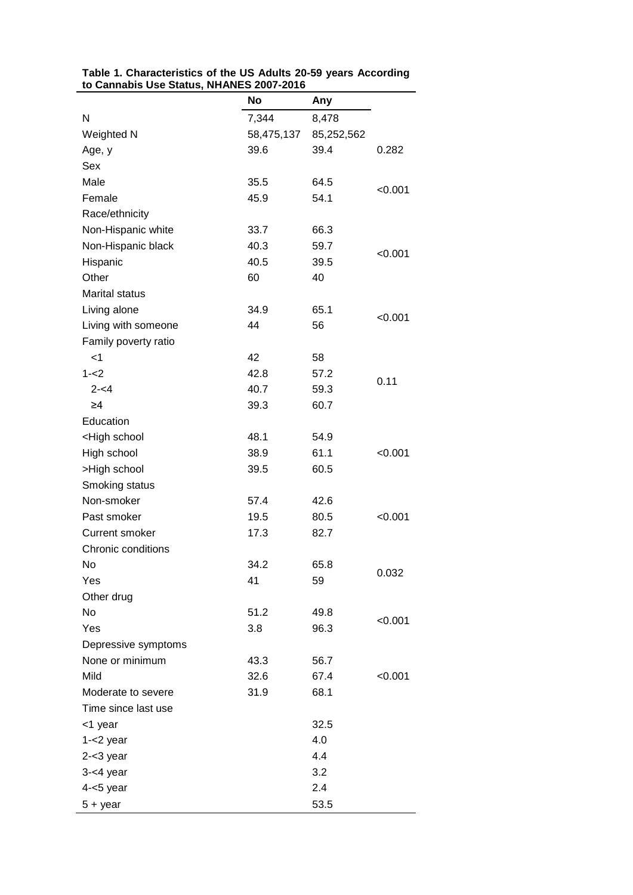**Table 1. Characteristics of the US Adults 20-59 years According to Cannabis Use Status, NHANES 2007-2016**

| | No | Any | |
|---|---|---|---|
| N | 7,344 | 8,478 | |
| Weighted N | 58,475,137 | 85,252,562 | |
| Age, y | 39.6 | 39.4 | 0.282 |
| Sex | | | |
| Male | 35.5 | 64.5 | <0.001 |
| Female | 45.9 | 54.1 | |
| Race/ethnicity | | | |
| Non-Hispanic white | 33.7 | 66.3 | <0.001 |
| Non-Hispanic black | 40.3 | 59.7 | |
| Hispanic | 40.5 | 39.5 | |
| Other | 60 | 40 | |
| Marital status | | | |
| Living alone | 34.9 | 65.1 | <0.001 |
| Living with someone | 44 | 56 | |
| Family poverty ratio | | | |
| <1 | 42 | 58 | 0.11 |
| 1-<2 | 42.8 | 57.2 | |
| 2-<4 | 40.7 | 59.3 | |
| ≥4 | 39.3 | 60.7 | |
| Education | | | |
| <High school | 48.1 | 54.9 | <0.001 |
| High school | 38.9 | 61.1 | |
| >High school | 39.5 | 60.5 | |
| Smoking status | | | |
| Non-smoker | 57.4 | 42.6 | <0.001 |
| Past smoker | 19.5 | 80.5 | |
| Current smoker | 17.3 | 82.7 | |
| Chronic conditions | | | |
| No | 34.2 | 65.8 | 0.032 |
| Yes | 41 | 59 | |
| Other drug | | | |
| No | 51.2 | 49.8 | <0.001 |
| Yes | 3.8 | 96.3 | |
| Depressive symptoms | | | |
| None or minimum | 43.3 | 56.7 | <0.001 |
| Mild | 32.6 | 67.4 | |
| Moderate to severe | 31.9 | 68.1 | |
| Time since last use | | | |
| <1 year | | 32.5 | |
| 1-<2 year | | 4.0 | |
| 2-<3 year | | 4.4 | |
| 3-<4 year | | 3.2 | |
| 4-<5 year | | 2.4 | |
| 5 + year | | 53.5 | |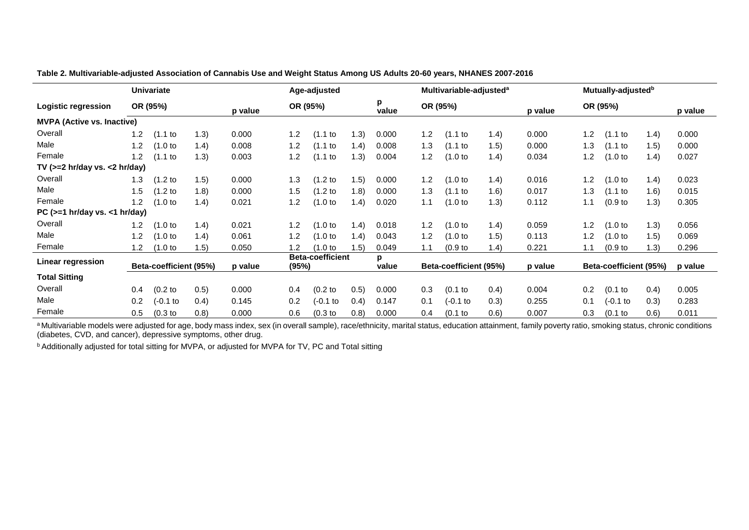**Table 2. Multivariable-adjusted Association of Cannabis Use and Weight Status Among US Adults 20-60 years, NHANES 2007-2016**

| | Univariate | | Age-adjusted | | Multivariable-adjusted[a] | | Mutually-adjusted[b] | |
|---|---|---|---|---|---|---|---|---|
| **Logistic regression** | OR (95%) | p value | OR (95%) | p value | OR (95%) | p value | OR (95%) | p value |
| **MVPA (Active vs. Inactive)** | | | | | | | | |
| Overall | 1.2 (1.1 to 1.3) | 0.000 | 1.2 (1.1 to 1.3) | 0.000 | 1.2 (1.1 to 1.4) | 0.000 | 1.2 (1.1 to 1.4) | 0.000 |
| Male | 1.2 (1.0 to 1.4) | 0.008 | 1.2 (1.1 to 1.4) | 0.008 | 1.3 (1.1 to 1.5) | 0.000 | 1.3 (1.1 to 1.5) | 0.000 |
| Female | 1.2 (1.1 to 1.3) | 0.003 | 1.2 (1.1 to 1.3) | 0.004 | 1.2 (1.0 to 1.4) | 0.034 | 1.2 (1.0 to 1.4) | 0.027 |
| **TV (>=2 hr/day vs. <2 hr/day)** | | | | | | | | |
| Overall | 1.3 (1.2 to 1.5) | 0.000 | 1.3 (1.2 to 1.5) | 0.000 | 1.2 (1.0 to 1.4) | 0.016 | 1.2 (1.0 to 1.4) | 0.023 |
| Male | 1.5 (1.2 to 1.8) | 0.000 | 1.5 (1.2 to 1.8) | 0.000 | 1.3 (1.1 to 1.6) | 0.017 | 1.3 (1.1 to 1.6) | 0.015 |
| Female | 1.2 (1.0 to 1.4) | 0.021 | 1.2 (1.0 to 1.4) | 0.020 | 1.1 (1.0 to 1.3) | 0.112 | 1.1 (0.9 to 1.3) | 0.305 |
| **PC (>=1 hr/day vs. <1 hr/day)** | | | | | | | | |
| Overall | 1.2 (1.0 to 1.4) | 0.021 | 1.2 (1.0 to 1.4) | 0.018 | 1.2 (1.0 to 1.4) | 0.059 | 1.2 (1.0 to 1.3) | 0.056 |
| Male | 1.2 (1.0 to 1.4) | 0.061 | 1.2 (1.0 to 1.4) | 0.043 | 1.2 (1.0 to 1.5) | 0.113 | 1.2 (1.0 to 1.5) | 0.069 |
| Female | 1.2 (1.0 to 1.5) | 0.050 | 1.2 (1.0 to 1.5) | 0.049 | 1.1 (0.9 to 1.4) | 0.221 | 1.1 (0.9 to 1.3) | 0.296 |
| **Linear regression** | Beta-coefficient (95%) | p value | Beta-coefficient (95%) | p value | Beta-coefficient (95%) | p value | Beta-coefficient (95%) | p value |
| **Total Sitting** | | | | | | | | |
| Overall | 0.4 (0.2 to 0.5) | 0.000 | 0.4 (0.2 to 0.5) | 0.000 | 0.3 (0.1 to 0.4) | 0.004 | 0.2 (0.1 to 0.4) | 0.005 |
| Male | 0.2 (-0.1 to 0.4) | 0.145 | 0.2 (-0.1 to 0.4) | 0.147 | 0.1 (-0.1 to 0.3) | 0.255 | 0.1 (-0.1 to 0.3) | 0.283 |
| Female | 0.5 (0.3 to 0.8) | 0.000 | 0.6 (0.3 to 0.8) | 0.000 | 0.4 (0.1 to 0.6) | 0.007 | 0.3 (0.1 to 0.6) | 0.011 |

[a] Multivariable models were adjusted for age, body mass index, sex (in overall sample), race/ethnicity, marital status, education attainment, family poverty ratio, smoking status, chronic conditions (diabetes, CVD, and cancer), depressive symptoms, other drug.

[b] Additionally adjusted for total sitting for MVPA, or adjusted for MVPA for TV, PC and Total sitting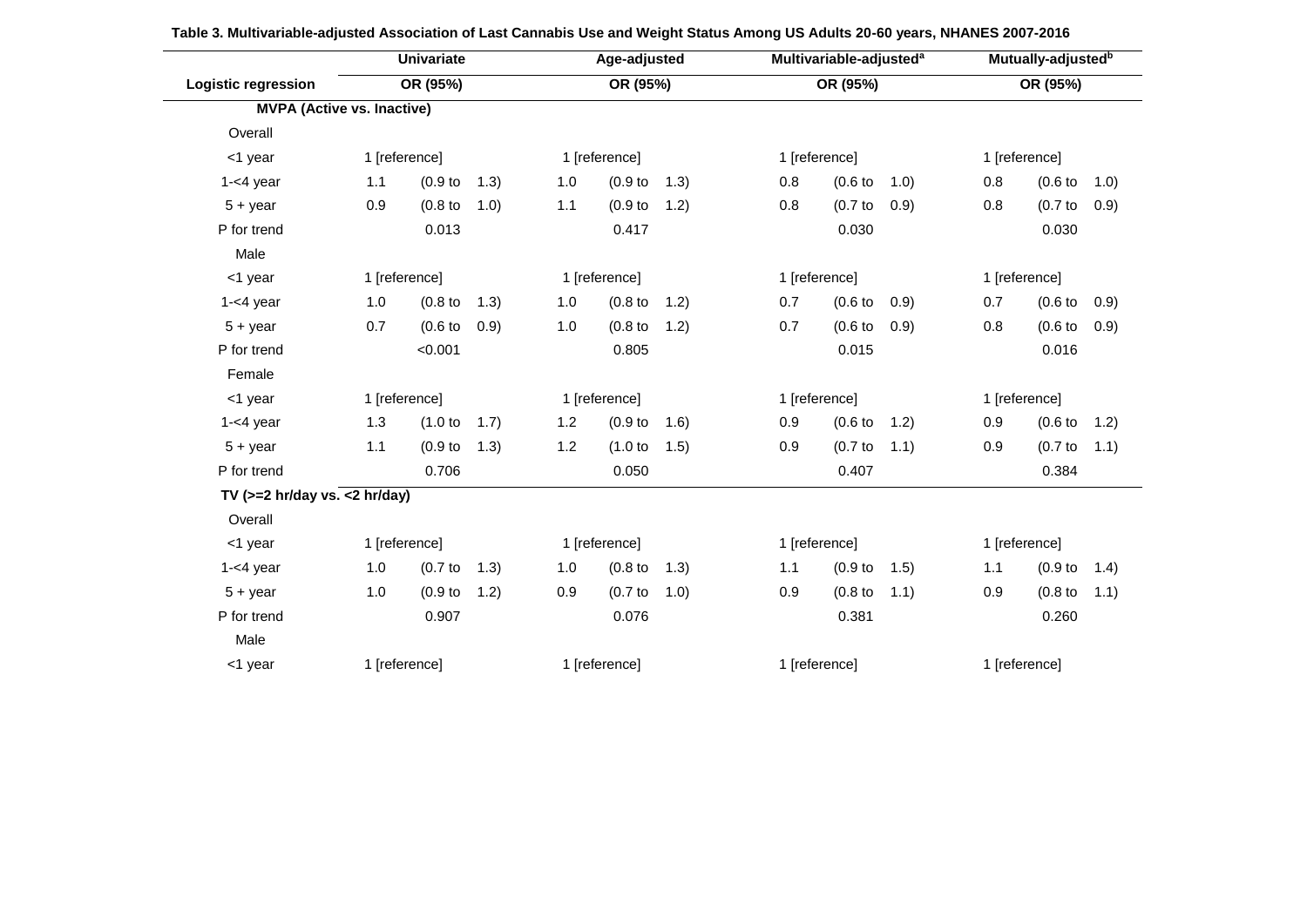**Table 3. Multivariable-adjusted Association of Last Cannabis Use and Weight Status Among US Adults 20-60 years, NHANES 2007-2016**

| | Univariate | Age-adjusted | Multivariable-adjusted[a] | Mutually-adjusted[b] |
|---|---|---|---|---|
| **Logistic regression** | **OR (95%)** | **OR (95%)** | **OR (95%)** | **OR (95%)** |
| **MVPA (Active vs. Inactive)** | | | | |
| Overall | | | | |
| <1 year | 1 [reference] | 1 [reference] | 1 [reference] | 1 [reference] |
| 1-<4 year | 1.1 (0.9 to 1.3) | 1.0 (0.9 to 1.3) | 0.8 (0.6 to 1.0) | 0.8 (0.6 to 1.0) |
| 5 + year | 0.9 (0.8 to 1.0) | 1.1 (0.9 to 1.2) | 0.8 (0.7 to 0.9) | 0.8 (0.7 to 0.9) |
| P for trend | 0.013 | 0.417 | 0.030 | 0.030 |
| Male | | | | |
| <1 year | 1 [reference] | 1 [reference] | 1 [reference] | 1 [reference] |
| 1-<4 year | 1.0 (0.8 to 1.3) | 1.0 (0.8 to 1.2) | 0.7 (0.6 to 0.9) | 0.7 (0.6 to 0.9) |
| 5 + year | 0.7 (0.6 to 0.9) | 1.0 (0.8 to 1.2) | 0.7 (0.6 to 0.9) | 0.8 (0.6 to 0.9) |
| P for trend | <0.001 | 0.805 | 0.015 | 0.016 |
| Female | | | | |
| <1 year | 1 [reference] | 1 [reference] | 1 [reference] | 1 [reference] |
| 1-<4 year | 1.3 (1.0 to 1.7) | 1.2 (0.9 to 1.6) | 0.9 (0.6 to 1.2) | 0.9 (0.6 to 1.2) |
| 5 + year | 1.1 (0.9 to 1.3) | 1.2 (1.0 to 1.5) | 0.9 (0.7 to 1.1) | 0.9 (0.7 to 1.1) |
| P for trend | 0.706 | 0.050 | 0.407 | 0.384 |
| **TV (>=2 hr/day vs. <2 hr/day)** | | | | |
| Overall | | | | |
| <1 year | 1 [reference] | 1 [reference] | 1 [reference] | 1 [reference] |
| 1-<4 year | 1.0 (0.7 to 1.3) | 1.0 (0.8 to 1.3) | 1.1 (0.9 to 1.5) | 1.1 (0.9 to 1.4) |
| 5 + year | 1.0 (0.9 to 1.2) | 0.9 (0.7 to 1.0) | 0.9 (0.8 to 1.1) | 0.9 (0.8 to 1.1) |
| P for trend | 0.907 | 0.076 | 0.381 | 0.260 |
| Male | | | | |
| <1 year | 1 [reference] | 1 [reference] | 1 [reference] | 1 [reference] |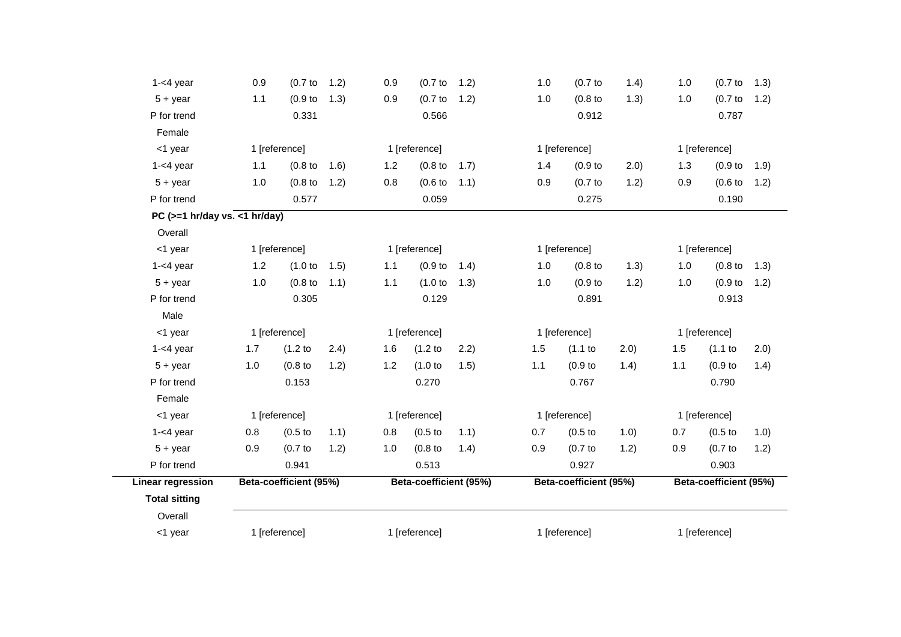| | | | | | | | | | | | | |
|---|---|---|---|---|---|---|---|---|---|---|---|---|
| 1-<4 year | 0.9 | (0.7 to | 1.2) | 0.9 | (0.7 to | 1.2) | 1.0 | (0.7 to | 1.4) | 1.0 | (0.7 to | 1.3) |
| 5 + year | 1.1 | (0.9 to | 1.3) | 0.9 | (0.7 to | 1.2) | 1.0 | (0.8 to | 1.3) | 1.0 | (0.7 to | 1.2) |
| P for trend | | 0.331 | | | 0.566 | | | 0.912 | | | 0.787 | |
| Female | | | | | | | | | | | | |
| <1 year | 1 [reference] | | | 1 [reference] | | | 1 [reference] | | | 1 [reference] | | |
| 1-<4 year | 1.1 | (0.8 to | 1.6) | 1.2 | (0.8 to | 1.7) | 1.4 | (0.9 to | 2.0) | 1.3 | (0.9 to | 1.9) |
| 5 + year | 1.0 | (0.8 to | 1.2) | 0.8 | (0.6 to | 1.1) | 0.9 | (0.7 to | 1.2) | 0.9 | (0.6 to | 1.2) |
| P for trend | | 0.577 | | | 0.059 | | | 0.275 | | | 0.190 | |
| **PC (>=1 hr/day vs. <1 hr/day)** | | | | | | | | | | | | |
| Overall | | | | | | | | | | | | |
| <1 year | 1 [reference] | | | 1 [reference] | | | 1 [reference] | | | 1 [reference] | | |
| 1-<4 year | 1.2 | (1.0 to | 1.5) | 1.1 | (0.9 to | 1.4) | 1.0 | (0.8 to | 1.3) | 1.0 | (0.8 to | 1.3) |
| 5 + year | 1.0 | (0.8 to | 1.1) | 1.1 | (1.0 to | 1.3) | 1.0 | (0.9 to | 1.2) | 1.0 | (0.9 to | 1.2) |
| P for trend | | 0.305 | | | 0.129 | | | 0.891 | | | 0.913 | |
| Male | | | | | | | | | | | | |
| <1 year | 1 [reference] | | | 1 [reference] | | | 1 [reference] | | | 1 [reference] | | |
| 1-<4 year | 1.7 | (1.2 to | 2.4) | 1.6 | (1.2 to | 2.2) | 1.5 | (1.1 to | 2.0) | 1.5 | (1.1 to | 2.0) |
| 5 + year | 1.0 | (0.8 to | 1.2) | 1.2 | (1.0 to | 1.5) | 1.1 | (0.9 to | 1.4) | 1.1 | (0.9 to | 1.4) |
| P for trend | | 0.153 | | | 0.270 | | | 0.767 | | | 0.790 | |
| Female | | | | | | | | | | | | |
| <1 year | 1 [reference] | | | 1 [reference] | | | 1 [reference] | | | 1 [reference] | | |
| 1-<4 year | 0.8 | (0.5 to | 1.1) | 0.8 | (0.5 to | 1.1) | 0.7 | (0.5 to | 1.0) | 0.7 | (0.5 to | 1.0) |
| 5 + year | 0.9 | (0.7 to | 1.2) | 1.0 | (0.8 to | 1.4) | 0.9 | (0.7 to | 1.2) | 0.9 | (0.7 to | 1.2) |
| P for trend | | 0.941 | | | 0.513 | | | 0.927 | | | 0.903 | |
| **Linear regression** | **Beta-coefficient (95%)** | | | **Beta-coefficient (95%)** | | | **Beta-coefficient (95%)** | | | **Beta-coefficient (95%)** | | |
| **Total sitting** | | | | | | | | | | | | |
| Overall | | | | | | | | | | | | |
| <1 year | 1 [reference] | | | 1 [reference] | | | 1 [reference] | | | 1 [reference] | | |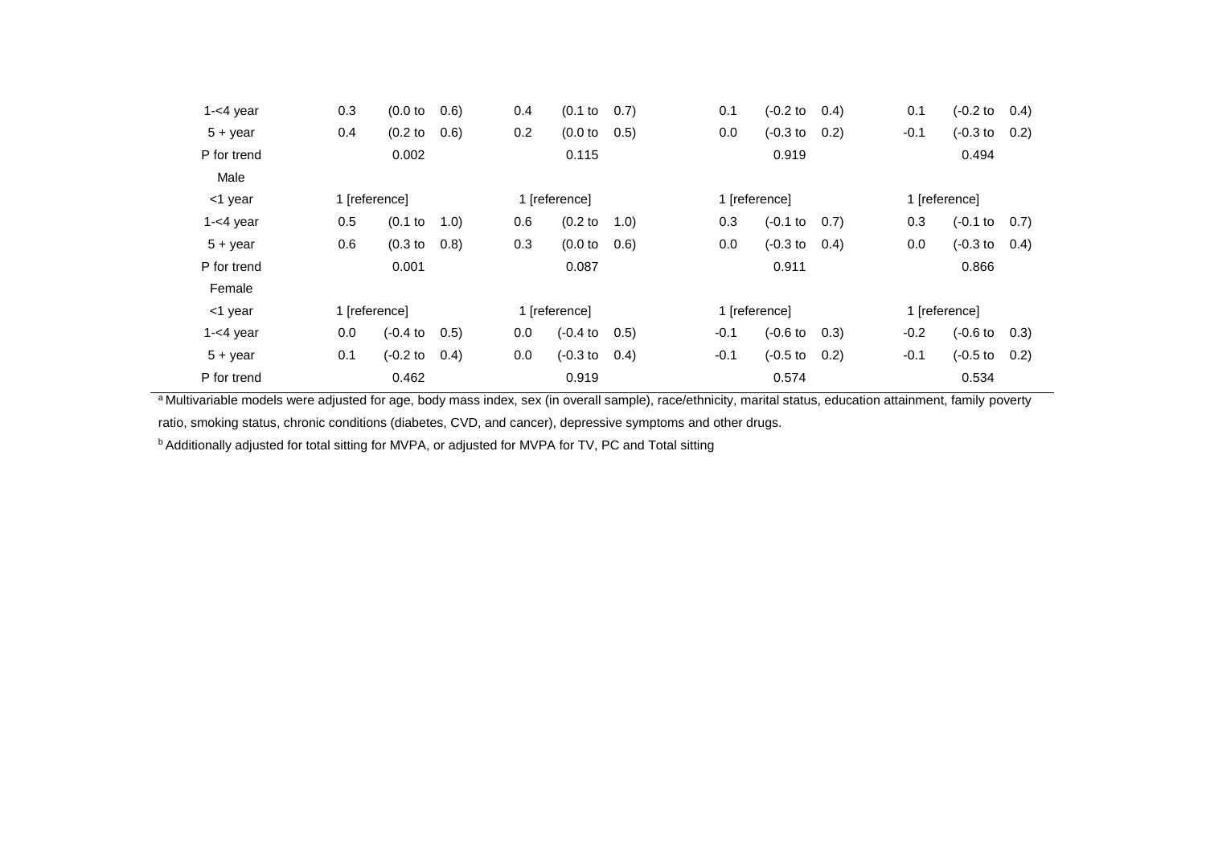| | | | | |
|---|---|---|---|---|
| 1-<4 year | 0.3 (0.0 to 0.6) | 0.4 (0.1 to 0.7) | 0.1 (-0.2 to 0.4) | 0.1 (-0.2 to 0.4) |
| 5 + year | 0.4 (0.2 to 0.6) | 0.2 (0.0 to 0.5) | 0.0 (-0.3 to 0.2) | -0.1 (-0.3 to 0.2) |
| P for trend | 0.002 | 0.115 | 0.919 | 0.494 |
| Male | | | | |
| <1 year | 1 [reference] | 1 [reference] | 1 [reference] | 1 [reference] |
| 1-<4 year | 0.5 (0.1 to 1.0) | 0.6 (0.2 to 1.0) | 0.3 (-0.1 to 0.7) | 0.3 (-0.1 to 0.7) |
| 5 + year | 0.6 (0.3 to 0.8) | 0.3 (0.0 to 0.6) | 0.0 (-0.3 to 0.4) | 0.0 (-0.3 to 0.4) |
| P for trend | 0.001 | 0.087 | 0.911 | 0.866 |
| Female | | | | |
| <1 year | 1 [reference] | 1 [reference] | 1 [reference] | 1 [reference] |
| 1-<4 year | 0.0 (-0.4 to 0.5) | 0.0 (-0.4 to 0.5) | -0.1 (-0.6 to 0.3) | -0.2 (-0.6 to 0.3) |
| 5 + year | 0.1 (-0.2 to 0.4) | 0.0 (-0.3 to 0.4) | -0.1 (-0.5 to 0.2) | -0.1 (-0.5 to 0.2) |
| P for trend | 0.462 | 0.919 | 0.574 | 0.534 |

[a] Multivariable models were adjusted for age, body mass index, sex (in overall sample), race/ethnicity, marital status, education attainment, family poverty ratio, smoking status, chronic conditions (diabetes, CVD, and cancer), depressive symptoms and other drugs.

[b] Additionally adjusted for total sitting for MVPA, or adjusted for MVPA for TV, PC and Total sitting